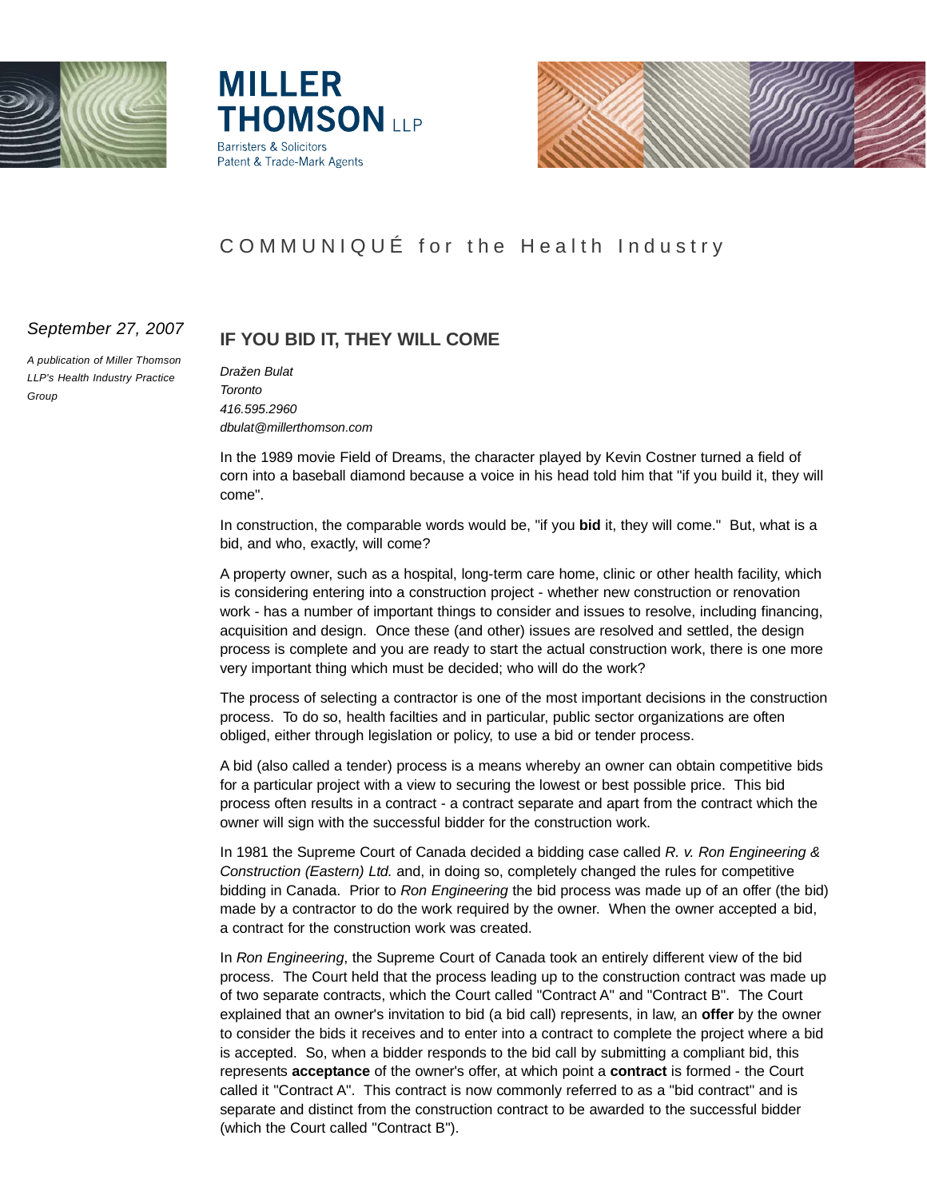**MILLER THOMSON LLP**
Barristers & Solicitors
Patent & Trade-Mark Agents

COMMUNIQUÉ for the Health Industry

*September 27, 2007*

*A publication of Miller Thomson LLP's Health Industry Practice Group*

## IF YOU BID IT, THEY WILL COME

*Dražen Bulat*
*Toronto*
*416.595.2960*
*dbulat@millerthomson.com*

In the 1989 movie Field of Dreams, the character played by Kevin Costner turned a field of corn into a baseball diamond because a voice in his head told him that "if you build it, they will come".

In construction, the comparable words would be, "if you **bid** it, they will come." But, what is a bid, and who, exactly, will come?

A property owner, such as a hospital, long-term care home, clinic or other health facility, which is considering entering into a construction project - whether new construction or renovation work - has a number of important things to consider and issues to resolve, including financing, acquisition and design. Once these (and other) issues are resolved and settled, the design process is complete and you are ready to start the actual construction work, there is one more very important thing which must be decided; who will do the work?

The process of selecting a contractor is one of the most important decisions in the construction process. To do so, health facilties and in particular, public sector organizations are often obliged, either through legislation or policy, to use a bid or tender process.

A bid (also called a tender) process is a means whereby an owner can obtain competitive bids for a particular project with a view to securing the lowest or best possible price. This bid process often results in a contract - a contract separate and apart from the contract which the owner will sign with the successful bidder for the construction work.

In 1981 the Supreme Court of Canada decided a bidding case called *R. v. Ron Engineering & Construction (Eastern) Ltd.* and, in doing so, completely changed the rules for competitive bidding in Canada. Prior to *Ron Engineering* the bid process was made up of an offer (the bid) made by a contractor to do the work required by the owner. When the owner accepted a bid, a contract for the construction work was created.

In *Ron Engineering*, the Supreme Court of Canada took an entirely different view of the bid process. The Court held that the process leading up to the construction contract was made up of two separate contracts, which the Court called "Contract A" and "Contract B". The Court explained that an owner's invitation to bid (a bid call) represents, in law, an **offer** by the owner to consider the bids it receives and to enter into a contract to complete the project where a bid is accepted. So, when a bidder responds to the bid call by submitting a compliant bid, this represents **acceptance** of the owner's offer, at which point a **contract** is formed - the Court called it "Contract A". This contract is now commonly referred to as a "bid contract" and is separate and distinct from the construction contract to be awarded to the successful bidder (which the Court called "Contract B").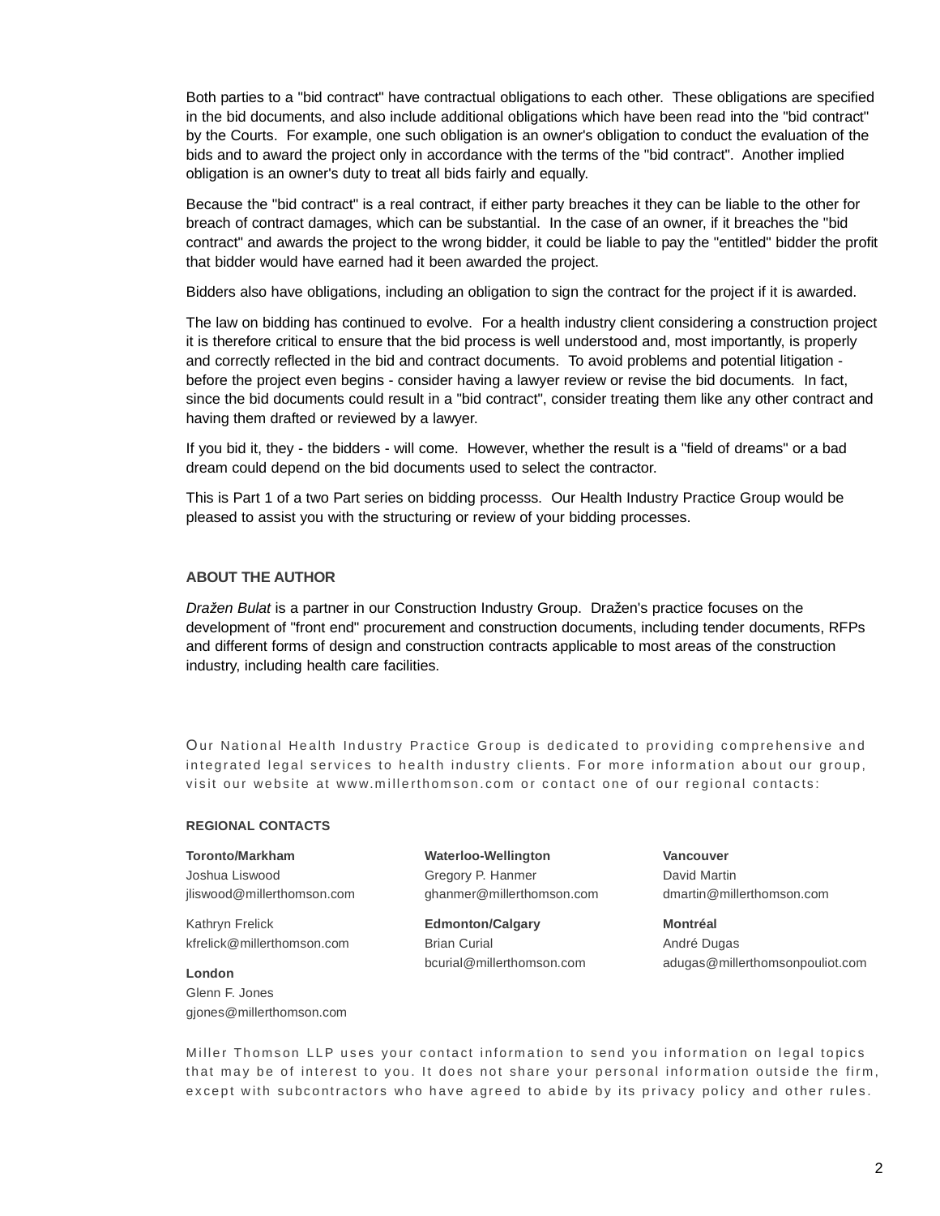Both parties to a "bid contract" have contractual obligations to each other. These obligations are specified in the bid documents, and also include additional obligations which have been read into the "bid contract" by the Courts. For example, one such obligation is an owner's obligation to conduct the evaluation of the bids and to award the project only in accordance with the terms of the "bid contract". Another implied obligation is an owner's duty to treat all bids fairly and equally.

Because the "bid contract" is a real contract, if either party breaches it they can be liable to the other for breach of contract damages, which can be substantial. In the case of an owner, if it breaches the "bid contract" and awards the project to the wrong bidder, it could be liable to pay the "entitled" bidder the profit that bidder would have earned had it been awarded the project.

Bidders also have obligations, including an obligation to sign the contract for the project if it is awarded.

The law on bidding has continued to evolve. For a health industry client considering a construction project it is therefore critical to ensure that the bid process is well understood and, most importantly, is properly and correctly reflected in the bid and contract documents. To avoid problems and potential litigation - before the project even begins - consider having a lawyer review or revise the bid documents. In fact, since the bid documents could result in a "bid contract", consider treating them like any other contract and having them drafted or reviewed by a lawyer.

If you bid it, they - the bidders - will come. However, whether the result is a "field of dreams" or a bad dream could depend on the bid documents used to select the contractor.

This is Part 1 of a two Part series on bidding processs. Our Health Industry Practice Group would be pleased to assist you with the structuring or review of your bidding processes.

### ABOUT THE AUTHOR

*Dražen Bulat* is a partner in our Construction Industry Group. Dražen's practice focuses on the development of "front end" procurement and construction documents, including tender documents, RFPs and different forms of design and construction contracts applicable to most areas of the construction industry, including health care facilities.

Our National Health Industry Practice Group is dedicated to providing comprehensive and integrated legal services to health industry clients. For more information about our group, visit our website at www.millerthomson.com or contact one of our regional contacts:

### REGIONAL CONTACTS

**Toronto/Markham**
Joshua Liswood
jliswood@millerthomson.com

Kathryn Frelick
kfrelick@millerthomson.com

**London**
Glenn F. Jones
gjones@millerthomson.com

**Waterloo-Wellington**
Gregory P. Hanmer
ghanmer@millerthomson.com

**Edmonton/Calgary**
Brian Curial
bcurial@millerthomson.com

**Vancouver**
David Martin
dmartin@millerthomson.com

**Montréal**
André Dugas
adugas@millerthomsonpouliot.com

Miller Thomson LLP uses your contact information to send you information on legal topics that may be of interest to you. It does not share your personal information outside the firm, except with subcontractors who have agreed to abide by its privacy policy and other rules.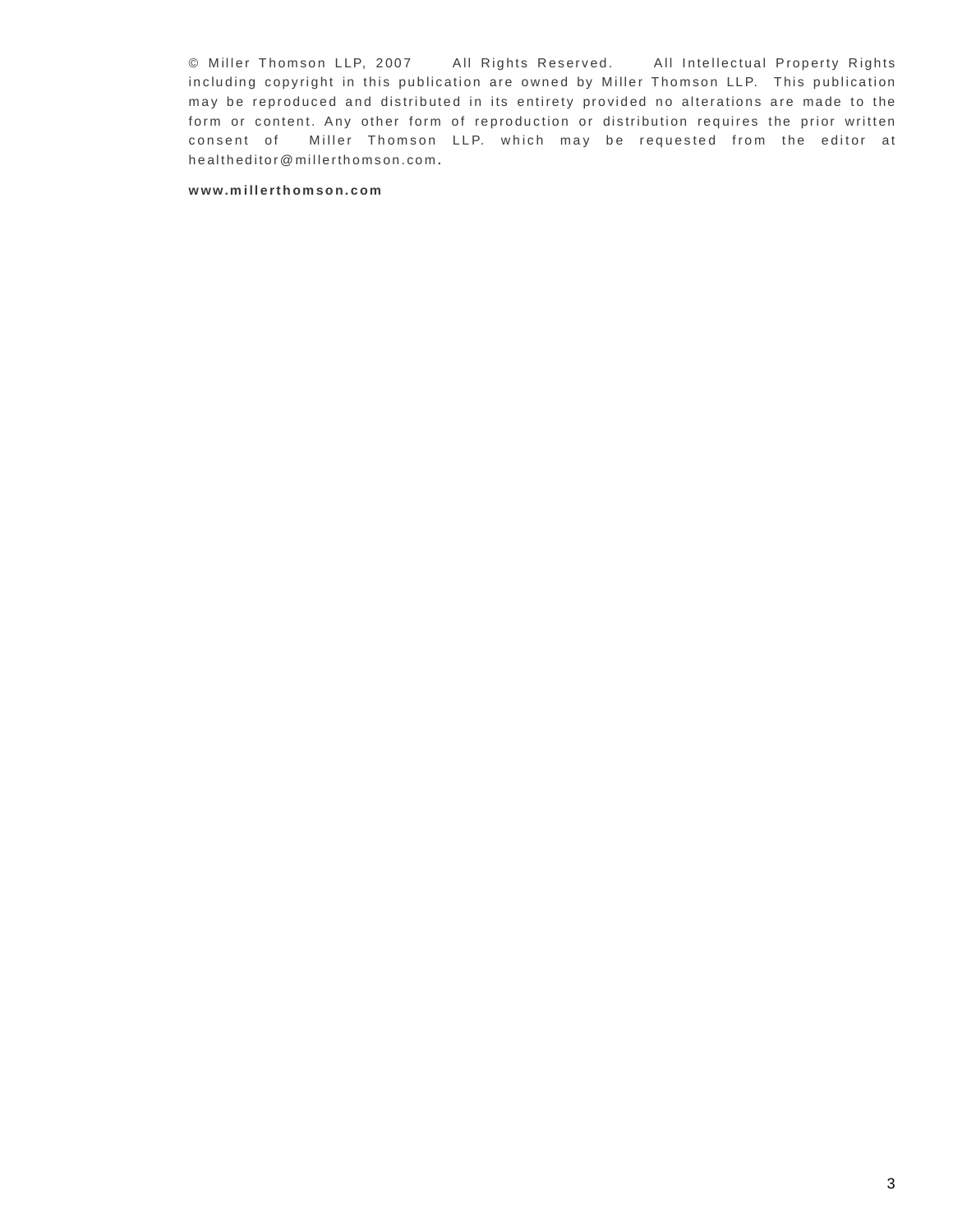© Miller Thomson LLP, 2007 All Rights Reserved. All Intellectual Property Rights including copyright in this publication are owned by Miller Thomson LLP. This publication may be reproduced and distributed in its entirety provided no alterations are made to the form or content. Any other form of reproduction or distribution requires the prior written consent of Miller Thomson LLP. which may be requested from the editor at healtheditor@millerthomson.com.

**www.millerthomson.com**